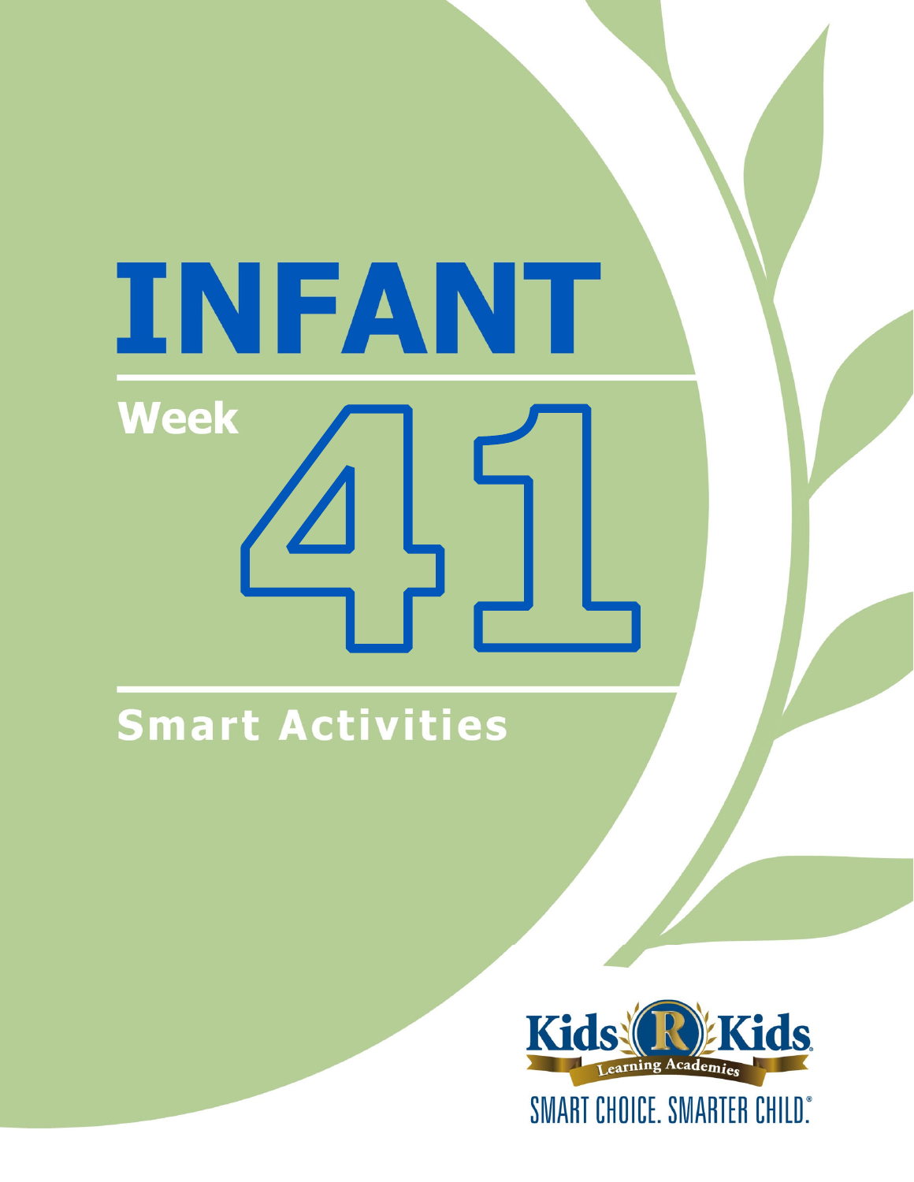# INFANT

## Week 41

## Smart Activities

Kids 'R' Kids Learning Academies

SMART CHOICE. SMARTER CHILD.®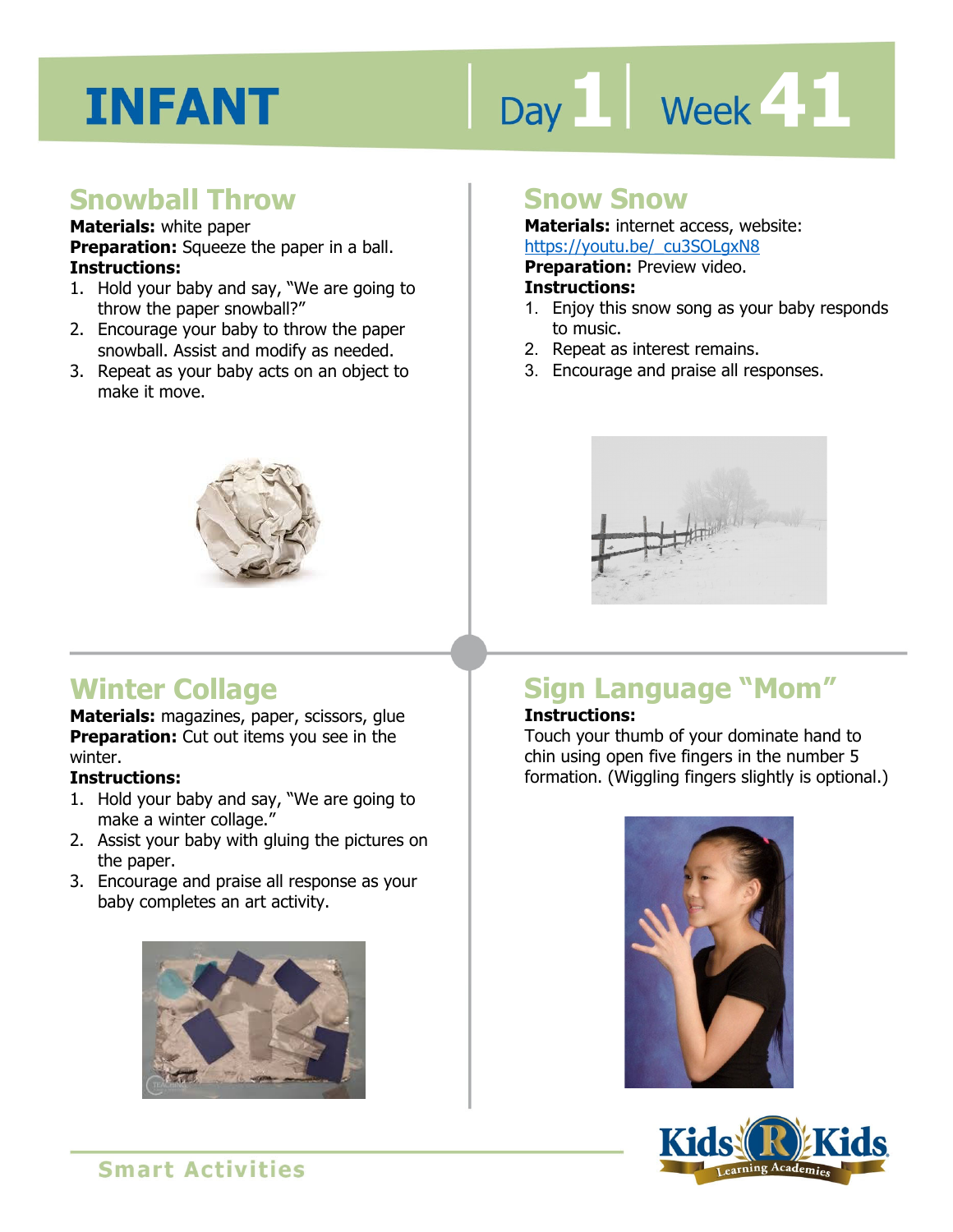# INFANT

Day 1 | Week 41

## Snowball Throw

**Materials:** white paper
**Preparation:** Squeeze the paper in a ball.
**Instructions:**

1. Hold your baby and say, "We are going to throw the paper snowball?"
2. Encourage your baby to throw the paper snowball. Assist and modify as needed.
3. Repeat as your baby acts on an object to make it move.

## Snow Snow

**Materials:** internet access, website: https://youtu.be/_cu3SOLgxN8
**Preparation:** Preview video.
**Instructions:**

1. Enjoy this snow song as your baby responds to music.
2. Repeat as interest remains.
3. Encourage and praise all responses.

## Winter Collage

**Materials:** magazines, paper, scissors, glue
**Preparation:** Cut out items you see in the winter.
**Instructions:**

1. Hold your baby and say, "We are going to make a winter collage."
2. Assist your baby with gluing the pictures on the paper.
3. Encourage and praise all response as your baby completes an art activity.

## Sign Language "Mom"

**Instructions:**
Touch your thumb of your dominate hand to chin using open five fingers in the number 5 formation. (Wiggling fingers slightly is optional.)

Smart Activities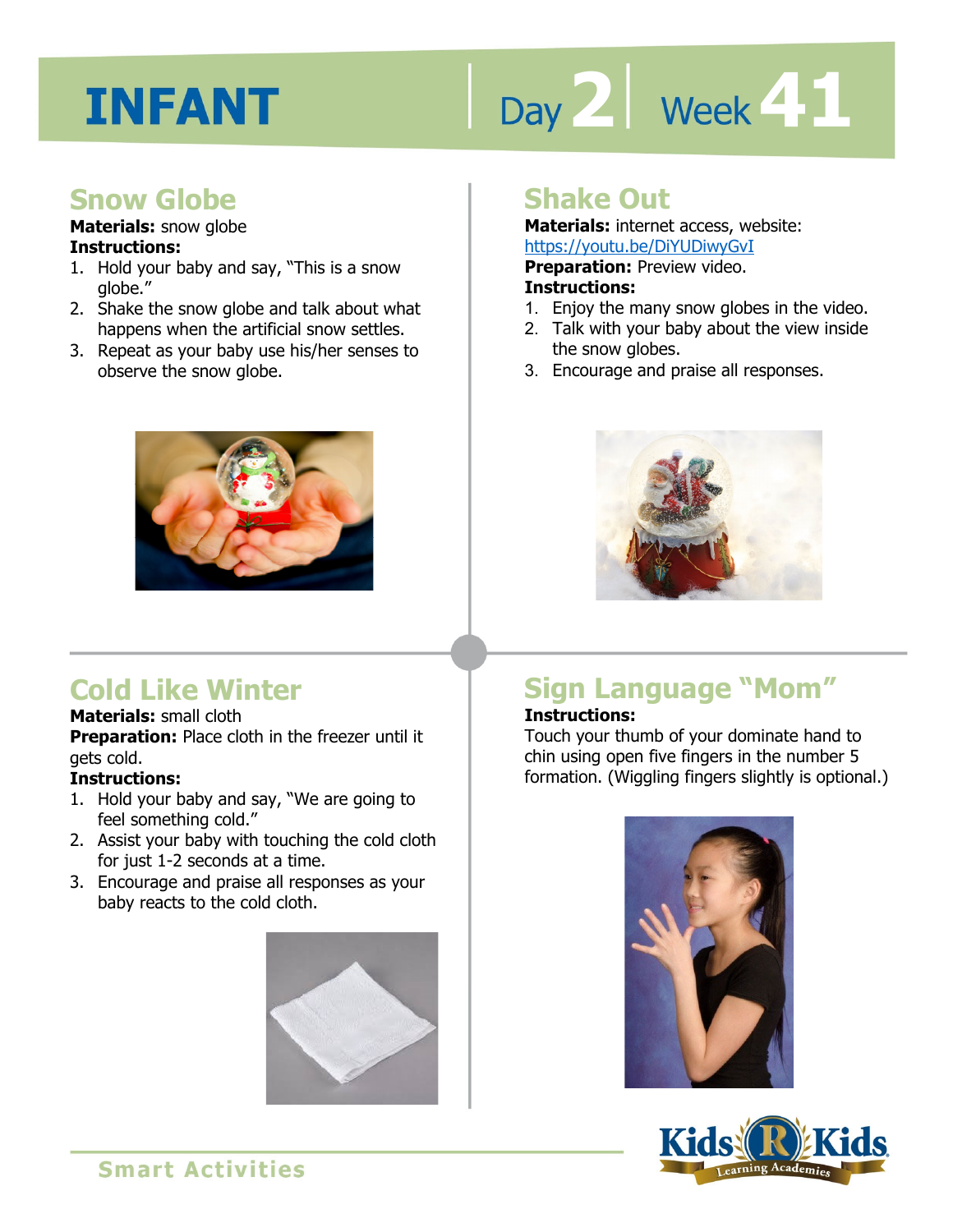# INFANT

Day 2 | Week 41

## Snow Globe

**Materials:** snow globe

**Instructions:**

1. Hold your baby and say, "This is a snow globe."
2. Shake the snow globe and talk about what happens when the artificial snow settles.
3. Repeat as your baby use his/her senses to observe the snow globe.

## Shake Out

**Materials:** internet access, website: https://youtu.be/DiYUDiwyGvI

**Preparation:** Preview video.

**Instructions:**

1. Enjoy the many snow globes in the video.
2. Talk with your baby about the view inside the snow globes.
3. Encourage and praise all responses.

## Cold Like Winter

**Materials:** small cloth

**Preparation:** Place cloth in the freezer until it gets cold.

**Instructions:**

1. Hold your baby and say, "We are going to feel something cold."
2. Assist your baby with touching the cold cloth for just 1-2 seconds at a time.
3. Encourage and praise all responses as your baby reacts to the cold cloth.

## Sign Language "Mom"

**Instructions:**

Touch your thumb of your dominate hand to chin using open five fingers in the number 5 formation. (Wiggling fingers slightly is optional.)

Smart Activities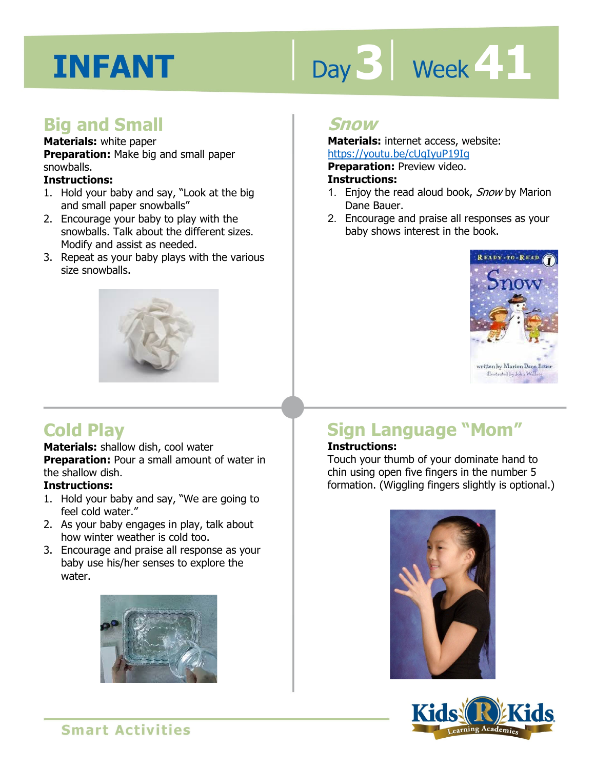# INFANT

Day 3 | Week 41

## Big and Small

**Materials:** white paper
**Preparation:** Make big and small paper snowballs.
**Instructions:**

1. Hold your baby and say, "Look at the big and small paper snowballs"
2. Encourage your baby to play with the snowballs. Talk about the different sizes. Modify and assist as needed.
3. Repeat as your baby plays with the various size snowballs.

## *Snow*

**Materials:** internet access, website: https://youtu.be/cUqIyuP19Ig
**Preparation:** Preview video.
**Instructions:**

1. Enjoy the read aloud book, *Snow* by Marion Dane Bauer.
2. Encourage and praise all responses as your baby shows interest in the book.

## Cold Play

**Materials:** shallow dish, cool water
**Preparation:** Pour a small amount of water in the shallow dish.
**Instructions:**

1. Hold your baby and say, "We are going to feel cold water."
2. As your baby engages in play, talk about how winter weather is cold too.
3. Encourage and praise all response as your baby use his/her senses to explore the water.

## Sign Language "Mom"

**Instructions:**
Touch your thumb of your dominate hand to chin using open five fingers in the number 5 formation. (Wiggling fingers slightly is optional.)

Smart Activities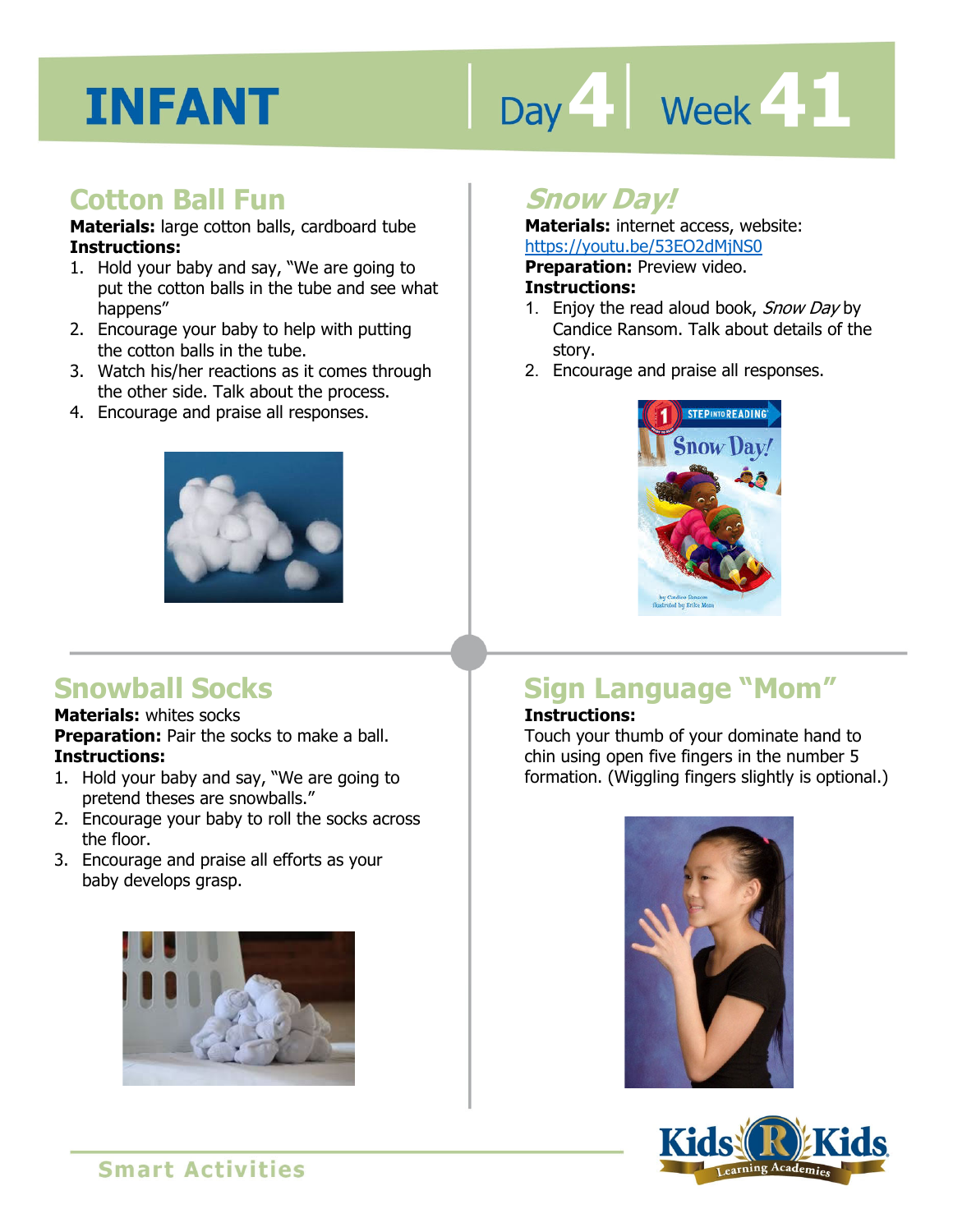# INFANT

Day 4 | Week 41

## Cotton Ball Fun

**Materials:** large cotton balls, cardboard tube

**Instructions:**

1. Hold your baby and say, "We are going to put the cotton balls in the tube and see what happens"
2. Encourage your baby to help with putting the cotton balls in the tube.
3. Watch his/her reactions as it comes through the other side. Talk about the process.
4. Encourage and praise all responses.

## *Snow Day!*

**Materials:** internet access, website: https://youtu.be/53EO2dMjNS0

**Preparation:** Preview video.

**Instructions:**

1. Enjoy the read aloud book, *Snow Day* by Candice Ransom. Talk about details of the story.
2. Encourage and praise all responses.

## Snowball Socks

**Materials:** whites socks

**Preparation:** Pair the socks to make a ball.

**Instructions:**

1. Hold your baby and say, "We are going to pretend theses are snowballs."
2. Encourage your baby to roll the socks across the floor.
3. Encourage and praise all efforts as your baby develops grasp.

## Sign Language "Mom"

**Instructions:**

Touch your thumb of your dominate hand to chin using open five fingers in the number 5 formation. (Wiggling fingers slightly is optional.)

Smart Activities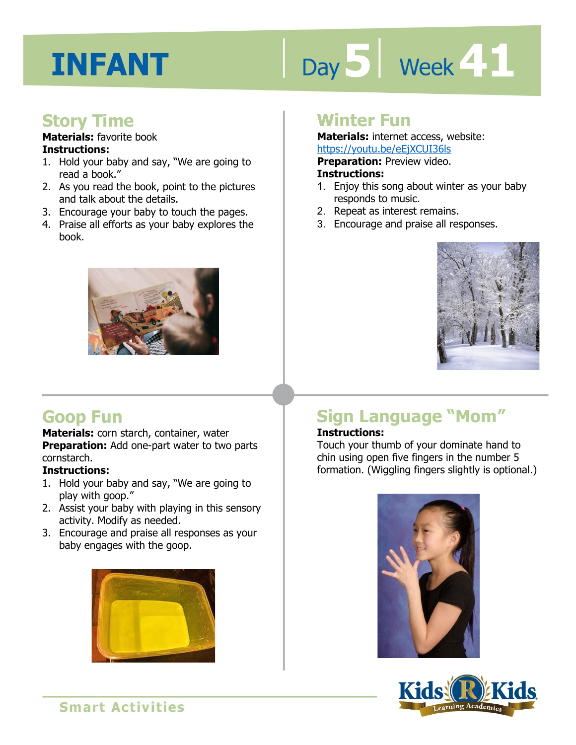# INFANT

Day 5 | Week 41

## Story Time

**Materials:** favorite book

**Instructions:**

1. Hold your baby and say, "We are going to read a book."
2. As you read the book, point to the pictures and talk about the details.
3. Encourage your baby to touch the pages.
4. Praise all efforts as your baby explores the book.

## Winter Fun

**Materials:** internet access, website: https://youtu.be/eEjXCUI36ls

**Preparation:** Preview video.

**Instructions:**

1. Enjoy this song about winter as your baby responds to music.
2. Repeat as interest remains.
3. Encourage and praise all responses.

## Goop Fun

**Materials:** corn starch, container, water

**Preparation:** Add one-part water to two parts cornstarch.

**Instructions:**

1. Hold your baby and say, "We are going to play with goop."
2. Assist your baby with playing in this sensory activity. Modify as needed.
3. Encourage and praise all responses as your baby engages with the goop.

## Sign Language "Mom"

**Instructions:**

Touch your thumb of your dominate hand to chin using open five fingers in the number 5 formation. (Wiggling fingers slightly is optional.)

Smart Activities